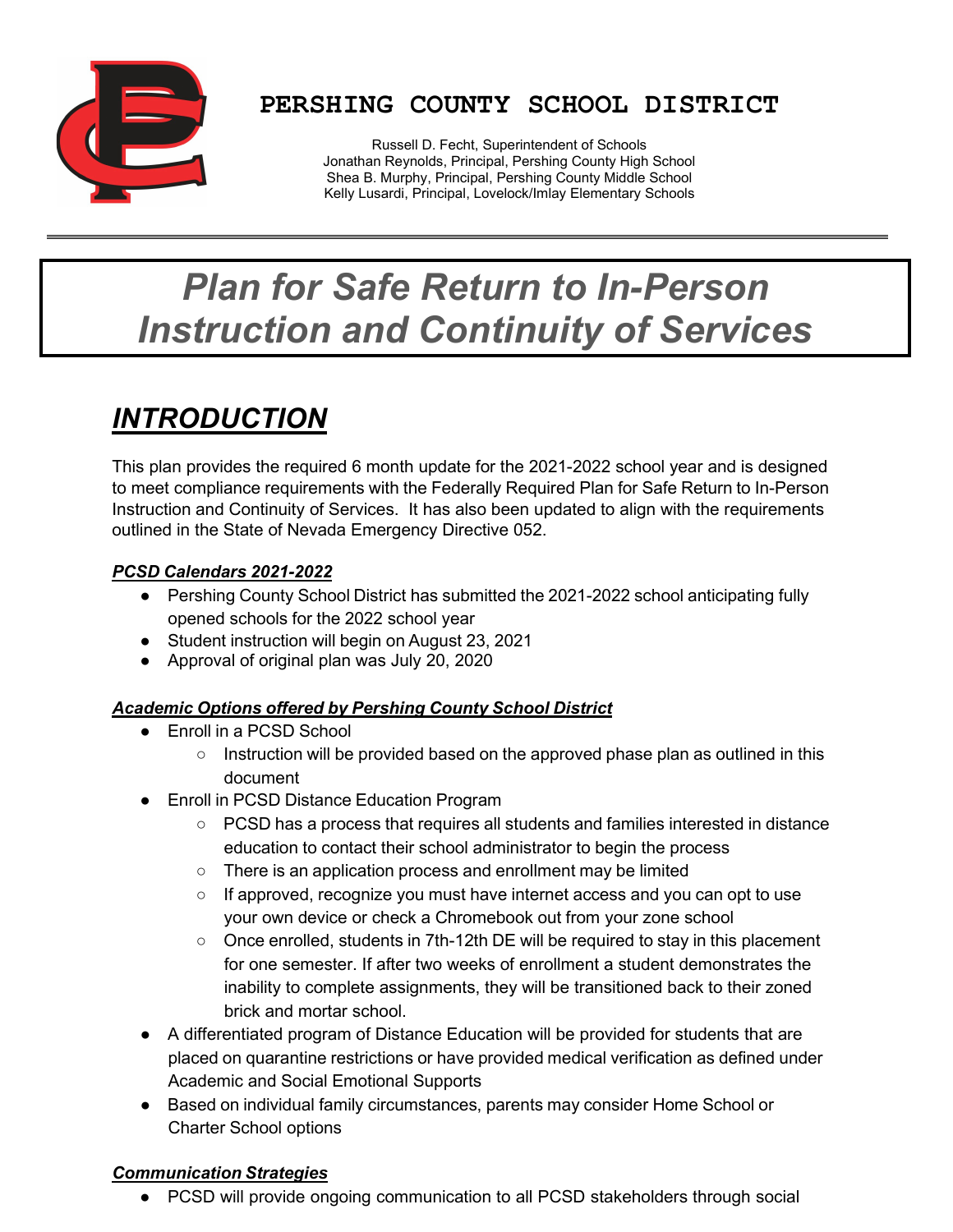# PERSHING COUNTY SCHOOL DISTRICT

Russell D. Fecht, Superintendent of Schools
Jonathan Reynolds, Principal, Pershing County High School
Shea B. Murphy, Principal, Pershing County Middle School
Kelly Lusardi, Principal, Lovelock/Imlay Elementary Schools

---

# *Plan for Safe Return to In-Person Instruction and Continuity of Services*

## ***INTRODUCTION***

This plan provides the required 6 month update for the 2021-2022 school year and is designed to meet compliance requirements with the Federally Required Plan for Safe Return to In-Person Instruction and Continuity of Services. It has also been updated to align with the requirements outlined in the State of Nevada Emergency Directive 052.

### ***PCSD Calendars 2021-2022***

- Pershing County School District has submitted the 2021-2022 school anticipating fully opened schools for the 2022 school year
- Student instruction will begin on August 23, 2021
- Approval of original plan was July 20, 2020

### ***Academic Options offered by Pershing County School District***

- Enroll in a PCSD School
  - Instruction will be provided based on the approved phase plan as outlined in this document
- Enroll in PCSD Distance Education Program
  - PCSD has a process that requires all students and families interested in distance education to contact their school administrator to begin the process
  - There is an application process and enrollment may be limited
  - If approved, recognize you must have internet access and you can opt to use your own device or check a Chromebook out from your zone school
  - Once enrolled, students in 7th-12th DE will be required to stay in this placement for one semester. If after two weeks of enrollment a student demonstrates the inability to complete assignments, they will be transitioned back to their zoned brick and mortar school.
- A differentiated program of Distance Education will be provided for students that are placed on quarantine restrictions or have provided medical verification as defined under Academic and Social Emotional Supports
- Based on individual family circumstances, parents may consider Home School or Charter School options

### ***Communication Strategies***

- PCSD will provide ongoing communication to all PCSD stakeholders through social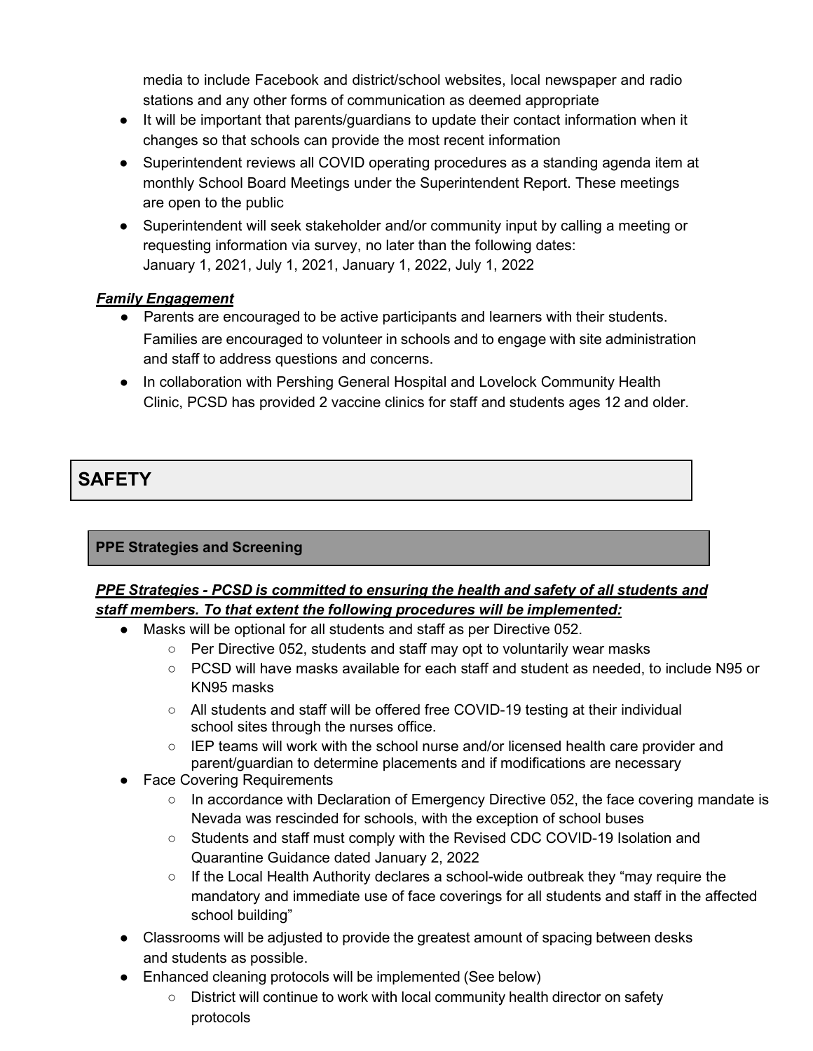media to include Facebook and district/school websites, local newspaper and radio stations and any other forms of communication as deemed appropriate

- It will be important that parents/guardians to update their contact information when it changes so that schools can provide the most recent information
- Superintendent reviews all COVID operating procedures as a standing agenda item at monthly School Board Meetings under the Superintendent Report. These meetings are open to the public
- Superintendent will seek stakeholder and/or community input by calling a meeting or requesting information via survey, no later than the following dates: January 1, 2021, July 1, 2021, January 1, 2022, July 1, 2022

***Family Engagement***

- Parents are encouraged to be active participants and learners with their students. Families are encouraged to volunteer in schools and to engage with site administration and staff to address questions and concerns.
- In collaboration with Pershing General Hospital and Lovelock Community Health Clinic, PCSD has provided 2 vaccine clinics for staff and students ages 12 and older.

## SAFETY

### PPE Strategies and Screening

***PPE Strategies - PCSD is committed to ensuring the health and safety of all students and staff members. To that extent the following procedures will be implemented:***

- Masks will be optional for all students and staff as per Directive 052.
  - Per Directive 052, students and staff may opt to voluntarily wear masks
  - PCSD will have masks available for each staff and student as needed, to include N95 or KN95 masks
  - All students and staff will be offered free COVID-19 testing at their individual school sites through the nurses office.
  - IEP teams will work with the school nurse and/or licensed health care provider and parent/guardian to determine placements and if modifications are necessary
- Face Covering Requirements
  - In accordance with Declaration of Emergency Directive 052, the face covering mandate is Nevada was rescinded for schools, with the exception of school buses
  - Students and staff must comply with the Revised CDC COVID-19 Isolation and Quarantine Guidance dated January 2, 2022
  - If the Local Health Authority declares a school-wide outbreak they "may require the mandatory and immediate use of face coverings for all students and staff in the affected school building"
- Classrooms will be adjusted to provide the greatest amount of spacing between desks and students as possible.
- Enhanced cleaning protocols will be implemented (See below)
  - District will continue to work with local community health director on safety protocols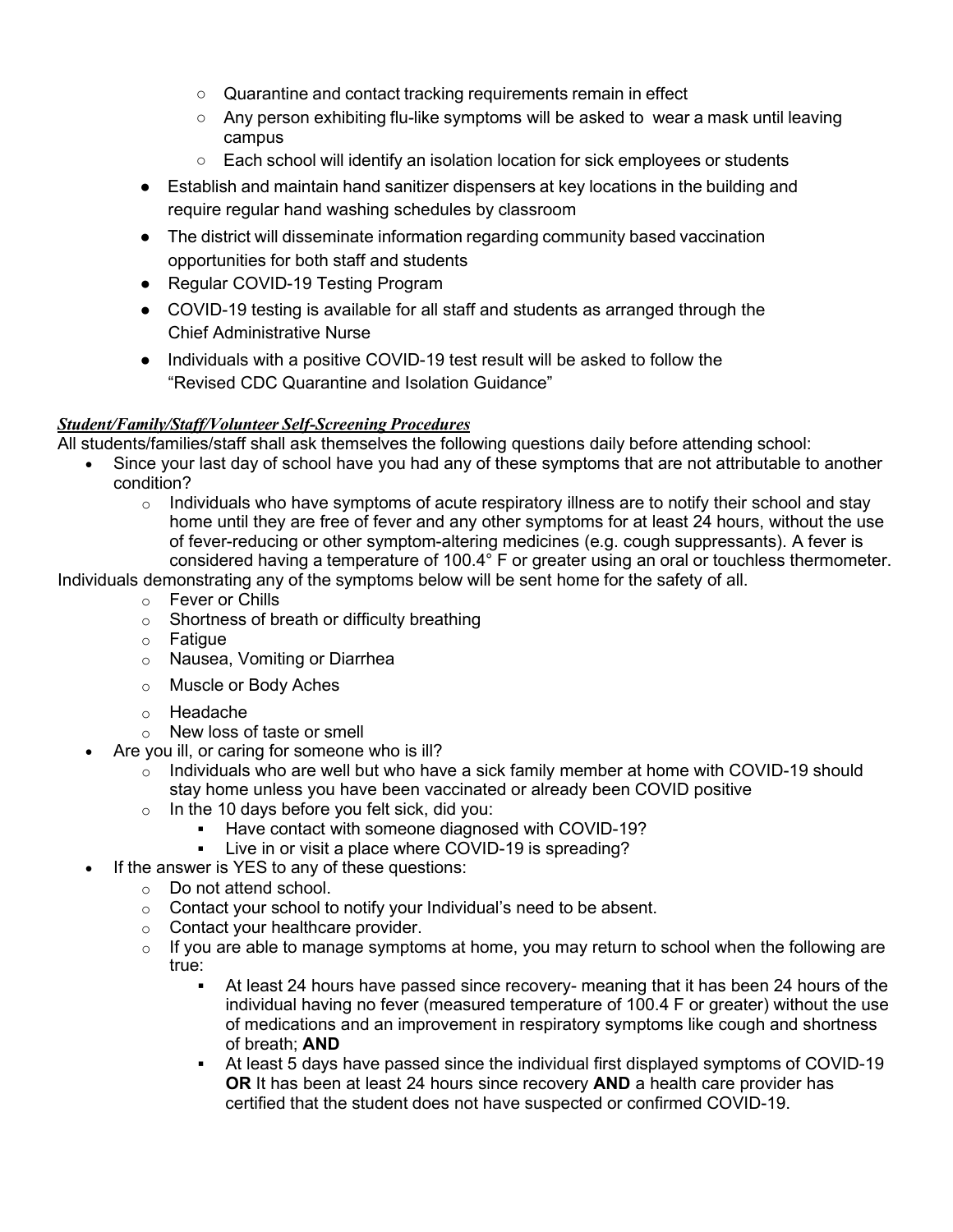- Quarantine and contact tracking requirements remain in effect
  - Any person exhibiting flu-like symptoms will be asked to wear a mask until leaving campus
  - Each school will identify an isolation location for sick employees or students
- Establish and maintain hand sanitizer dispensers at key locations in the building and require regular hand washing schedules by classroom
- The district will disseminate information regarding community based vaccination opportunities for both staff and students
- Regular COVID-19 Testing Program
- COVID-19 testing is available for all staff and students as arranged through the Chief Administrative Nurse
- Individuals with a positive COVID-19 test result will be asked to follow the "Revised CDC Quarantine and Isolation Guidance"

***Student/Family/Staff/Volunteer Self-Screening Procedures***

All students/families/staff shall ask themselves the following questions daily before attending school:

- Since your last day of school have you had any of these symptoms that are not attributable to another condition?
  - Individuals who have symptoms of acute respiratory illness are to notify their school and stay home until they are free of fever and any other symptoms for at least 24 hours, without the use of fever-reducing or other symptom-altering medicines (e.g. cough suppressants). A fever is considered having a temperature of 100.4° F or greater using an oral or touchless thermometer.

Individuals demonstrating any of the symptoms below will be sent home for the safety of all.

  - Fever or Chills
  - Shortness of breath or difficulty breathing
  - Fatigue
  - Nausea, Vomiting or Diarrhea
  - Muscle or Body Aches
  - Headache
  - New loss of taste or smell
- Are you ill, or caring for someone who is ill?
  - Individuals who are well but who have a sick family member at home with COVID-19 should stay home unless you have been vaccinated or already been COVID positive
  - In the 10 days before you felt sick, did you:
    - Have contact with someone diagnosed with COVID-19?
    - Live in or visit a place where COVID-19 is spreading?
- If the answer is YES to any of these questions:
  - Do not attend school.
  - Contact your school to notify your Individual's need to be absent.
  - Contact your healthcare provider.
  - If you are able to manage symptoms at home, you may return to school when the following are true:
    - At least 24 hours have passed since recovery- meaning that it has been 24 hours of the individual having no fever (measured temperature of 100.4 F or greater) without the use of medications and an improvement in respiratory symptoms like cough and shortness of breath; **AND**
    - At least 5 days have passed since the individual first displayed symptoms of COVID-19 **OR** It has been at least 24 hours since recovery **AND** a health care provider has certified that the student does not have suspected or confirmed COVID-19.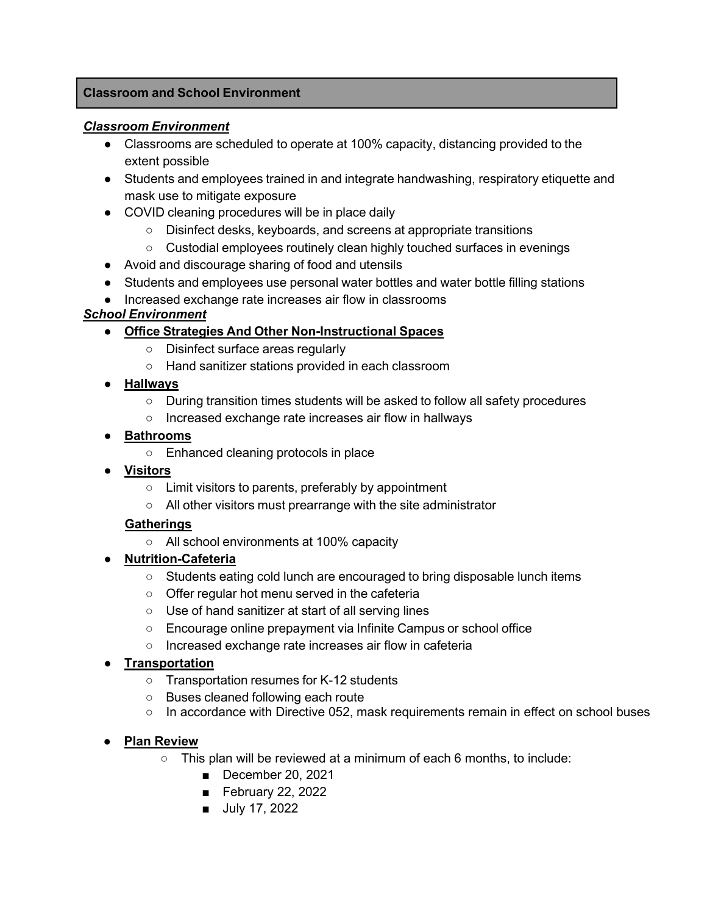## Classroom and School Environment

***Classroom Environment***

- Classrooms are scheduled to operate at 100% capacity, distancing provided to the extent possible
- Students and employees trained in and integrate handwashing, respiratory etiquette and mask use to mitigate exposure
- COVID cleaning procedures will be in place daily
  - Disinfect desks, keyboards, and screens at appropriate transitions
  - Custodial employees routinely clean highly touched surfaces in evenings
- Avoid and discourage sharing of food and utensils
- Students and employees use personal water bottles and water bottle filling stations
- Increased exchange rate increases air flow in classrooms

***School Environment***

- **Office Strategies And Other Non-Instructional Spaces**
  - Disinfect surface areas regularly
  - Hand sanitizer stations provided in each classroom
- **Hallways**
  - During transition times students will be asked to follow all safety procedures
  - Increased exchange rate increases air flow in hallways
- **Bathrooms**
  - Enhanced cleaning protocols in place
- **Visitors**
  - Limit visitors to parents, preferably by appointment
  - All other visitors must prearrange with the site administrator

  **Gatherings**
  - All school environments at 100% capacity
- **Nutrition-Cafeteria**
  - Students eating cold lunch are encouraged to bring disposable lunch items
  - Offer regular hot menu served in the cafeteria
  - Use of hand sanitizer at start of all serving lines
  - Encourage online prepayment via Infinite Campus or school office
  - Increased exchange rate increases air flow in cafeteria
- **Transportation**
  - Transportation resumes for K-12 students
  - Buses cleaned following each route
  - In accordance with Directive 052, mask requirements remain in effect on school buses
- **Plan Review**
  - This plan will be reviewed at a minimum of each 6 months, to include:
    - December 20, 2021
    - February 22, 2022
    - July 17, 2022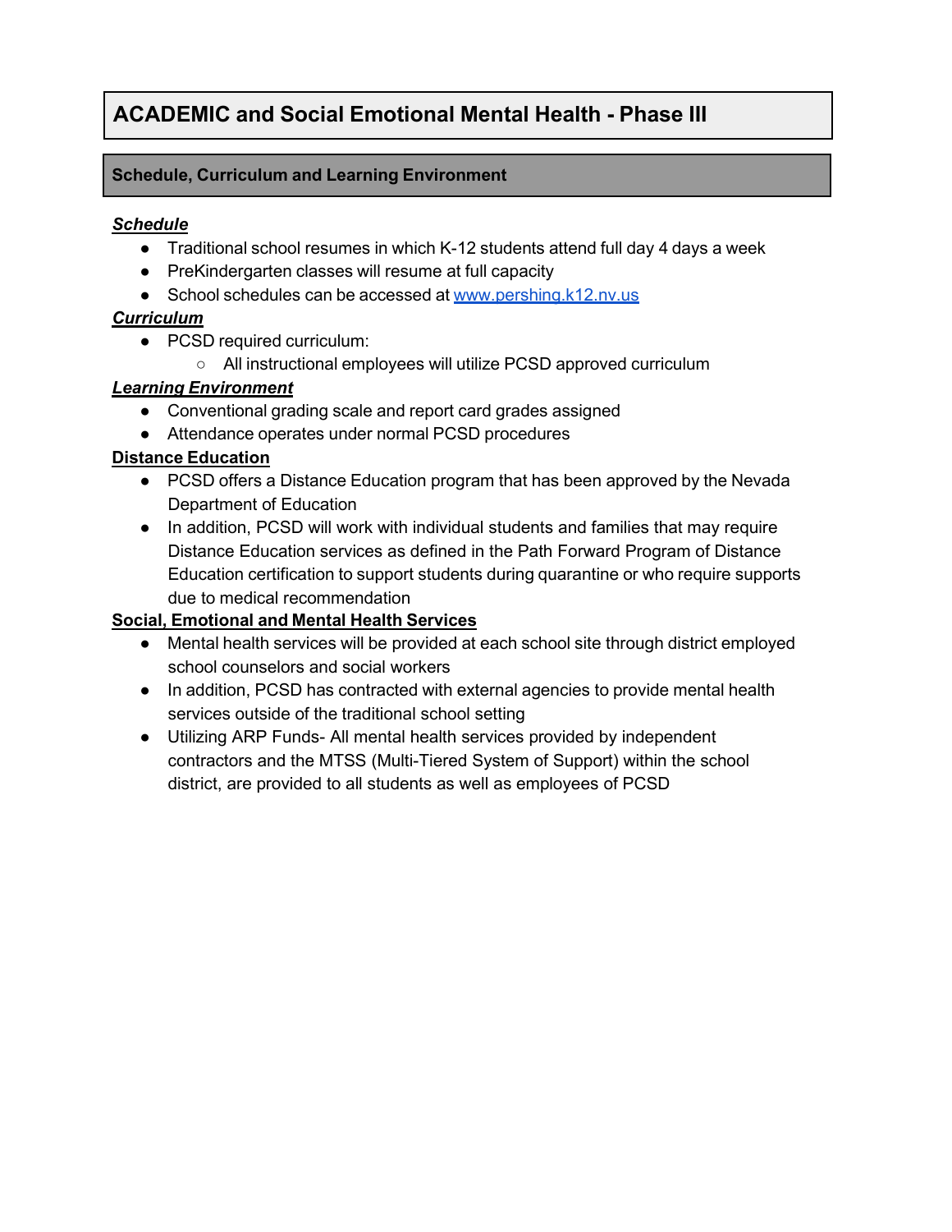# ACADEMIC and Social Emotional Mental Health - Phase III

## Schedule, Curriculum and Learning Environment

***Schedule***

- Traditional school resumes in which K-12 students attend full day 4 days a week
- PreKindergarten classes will resume at full capacity
- School schedules can be accessed at [www.pershing.k12.nv.us](http://www.pershing.k12.nv.us)

***Curriculum***

- PCSD required curriculum:
  - All instructional employees will utilize PCSD approved curriculum

***Learning Environment***

- Conventional grading scale and report card grades assigned
- Attendance operates under normal PCSD procedures

**Distance Education**

- PCSD offers a Distance Education program that has been approved by the Nevada Department of Education
- In addition, PCSD will work with individual students and families that may require Distance Education services as defined in the Path Forward Program of Distance Education certification to support students during quarantine or who require supports due to medical recommendation

**Social, Emotional and Mental Health Services**

- Mental health services will be provided at each school site through district employed school counselors and social workers
- In addition, PCSD has contracted with external agencies to provide mental health services outside of the traditional school setting
- Utilizing ARP Funds- All mental health services provided by independent contractors and the MTSS (Multi-Tiered System of Support) within the school district, are provided to all students as well as employees of PCSD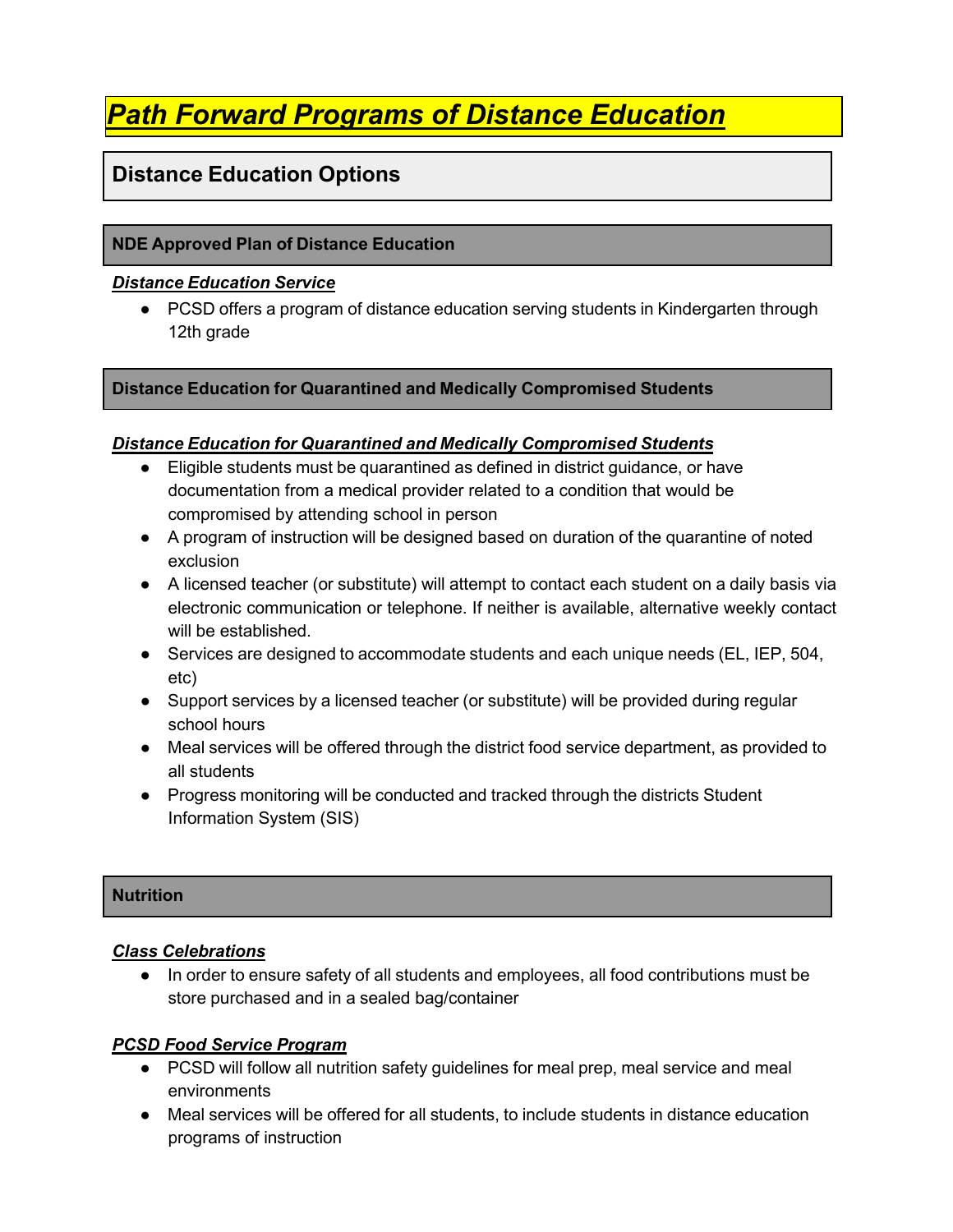# ***Path Forward Programs of Distance Education***

## Distance Education Options

### NDE Approved Plan of Distance Education

***Distance Education Service***

- PCSD offers a program of distance education serving students in Kindergarten through 12th grade

### Distance Education for Quarantined and Medically Compromised Students

***Distance Education for Quarantined and Medically Compromised Students***

- Eligible students must be quarantined as defined in district guidance, or have documentation from a medical provider related to a condition that would be compromised by attending school in person
- A program of instruction will be designed based on duration of the quarantine of noted exclusion
- A licensed teacher (or substitute) will attempt to contact each student on a daily basis via electronic communication or telephone. If neither is available, alternative weekly contact will be established.
- Services are designed to accommodate students and each unique needs (EL, IEP, 504, etc)
- Support services by a licensed teacher (or substitute) will be provided during regular school hours
- Meal services will be offered through the district food service department, as provided to all students
- Progress monitoring will be conducted and tracked through the districts Student Information System (SIS)

### Nutrition

***Class Celebrations***

- In order to ensure safety of all students and employees, all food contributions must be store purchased and in a sealed bag/container

***PCSD Food Service Program***

- PCSD will follow all nutrition safety guidelines for meal prep, meal service and meal environments
- Meal services will be offered for all students, to include students in distance education programs of instruction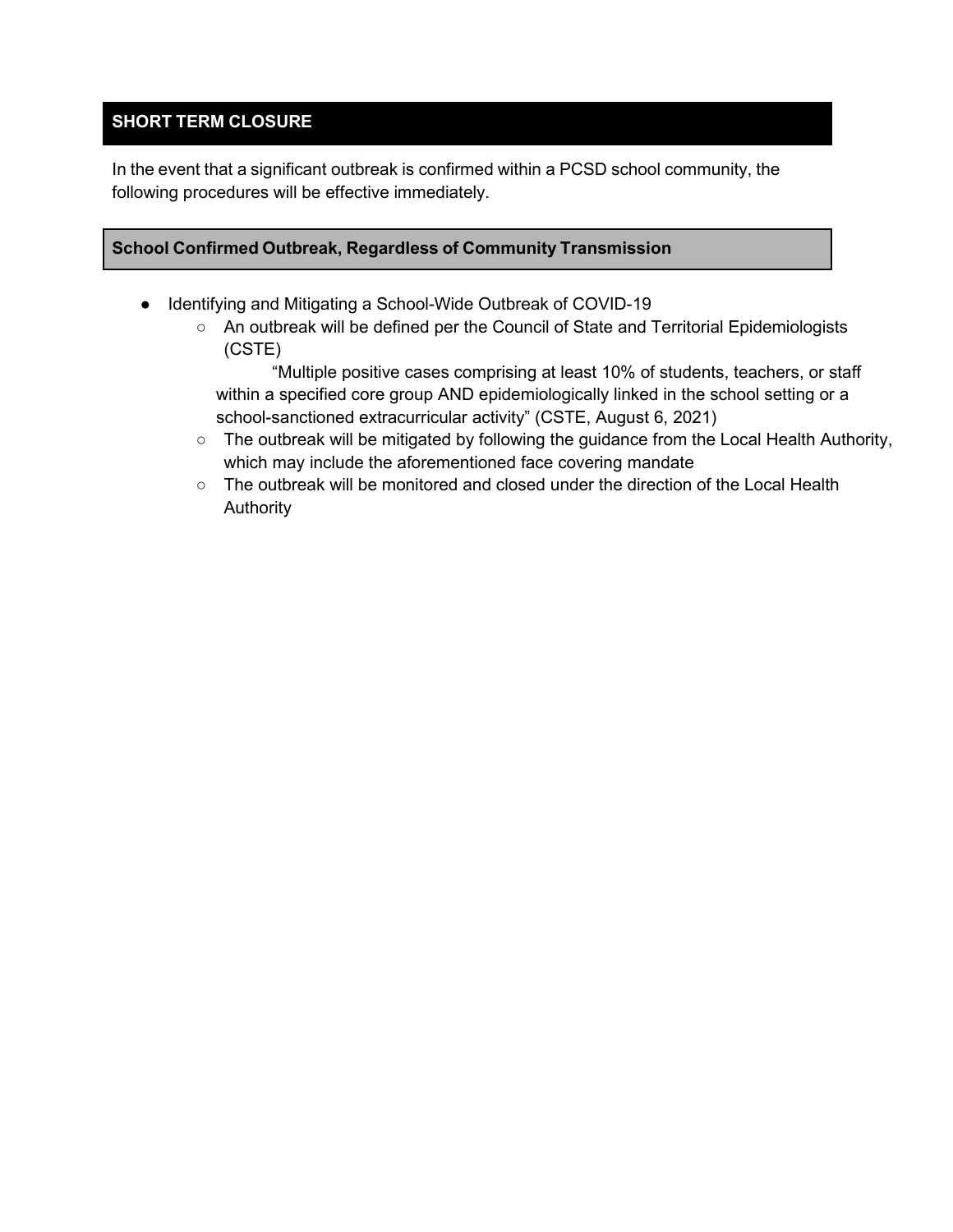## SHORT TERM CLOSURE

In the event that a significant outbreak is confirmed within a PCSD school community, the following procedures will be effective immediately.

### School Confirmed Outbreak, Regardless of Community Transmission

- Identifying and Mitigating a School-Wide Outbreak of COVID-19
  - An outbreak will be defined per the Council of State and Territorial Epidemiologists (CSTE)

    "Multiple positive cases comprising at least 10% of students, teachers, or staff within a specified core group AND epidemiologically linked in the school setting or a school-sanctioned extracurricular activity" (CSTE, August 6, 2021)
  - The outbreak will be mitigated by following the guidance from the Local Health Authority, which may include the aforementioned face covering mandate
  - The outbreak will be monitored and closed under the direction of the Local Health Authority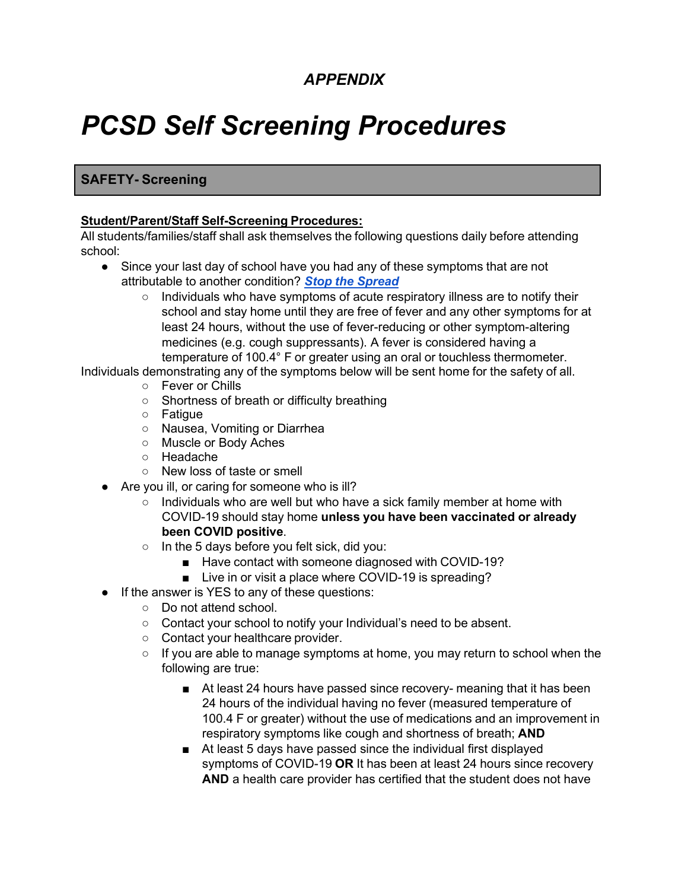### *APPENDIX*

# *PCSD Self Screening Procedures*

## SAFETY- Screening

**Student/Parent/Staff Self-Screening Procedures:**

All students/families/staff shall ask themselves the following questions daily before attending school:

- Since your last day of school have you had any of these symptoms that are not attributable to another condition? ***Stop the Spread***
  - Individuals who have symptoms of acute respiratory illness are to notify their school and stay home until they are free of fever and any other symptoms for at least 24 hours, without the use of fever-reducing or other symptom-altering medicines (e.g. cough suppressants). A fever is considered having a temperature of 100.4˚ F or greater using an oral or touchless thermometer.

Individuals demonstrating any of the symptoms below will be sent home for the safety of all.

  - Fever or Chills
  - Shortness of breath or difficulty breathing
  - Fatigue
  - Nausea, Vomiting or Diarrhea
  - Muscle or Body Aches
  - Headache
  - New loss of taste or smell
- Are you ill, or caring for someone who is ill?
  - Individuals who are well but who have a sick family member at home with COVID-19 should stay home **unless you have been vaccinated or already been COVID positive**.
  - In the 5 days before you felt sick, did you:
    - Have contact with someone diagnosed with COVID-19?
    - Live in or visit a place where COVID-19 is spreading?
- If the answer is YES to any of these questions:
  - Do not attend school.
  - Contact your school to notify your Individual's need to be absent.
  - Contact your healthcare provider.
  - If you are able to manage symptoms at home, you may return to school when the following are true:
    - At least 24 hours have passed since recovery- meaning that it has been 24 hours of the individual having no fever (measured temperature of 100.4 F or greater) without the use of medications and an improvement in respiratory symptoms like cough and shortness of breath; **AND**
    - At least 5 days have passed since the individual first displayed symptoms of COVID-19 **OR** It has been at least 24 hours since recovery **AND** a health care provider has certified that the student does not have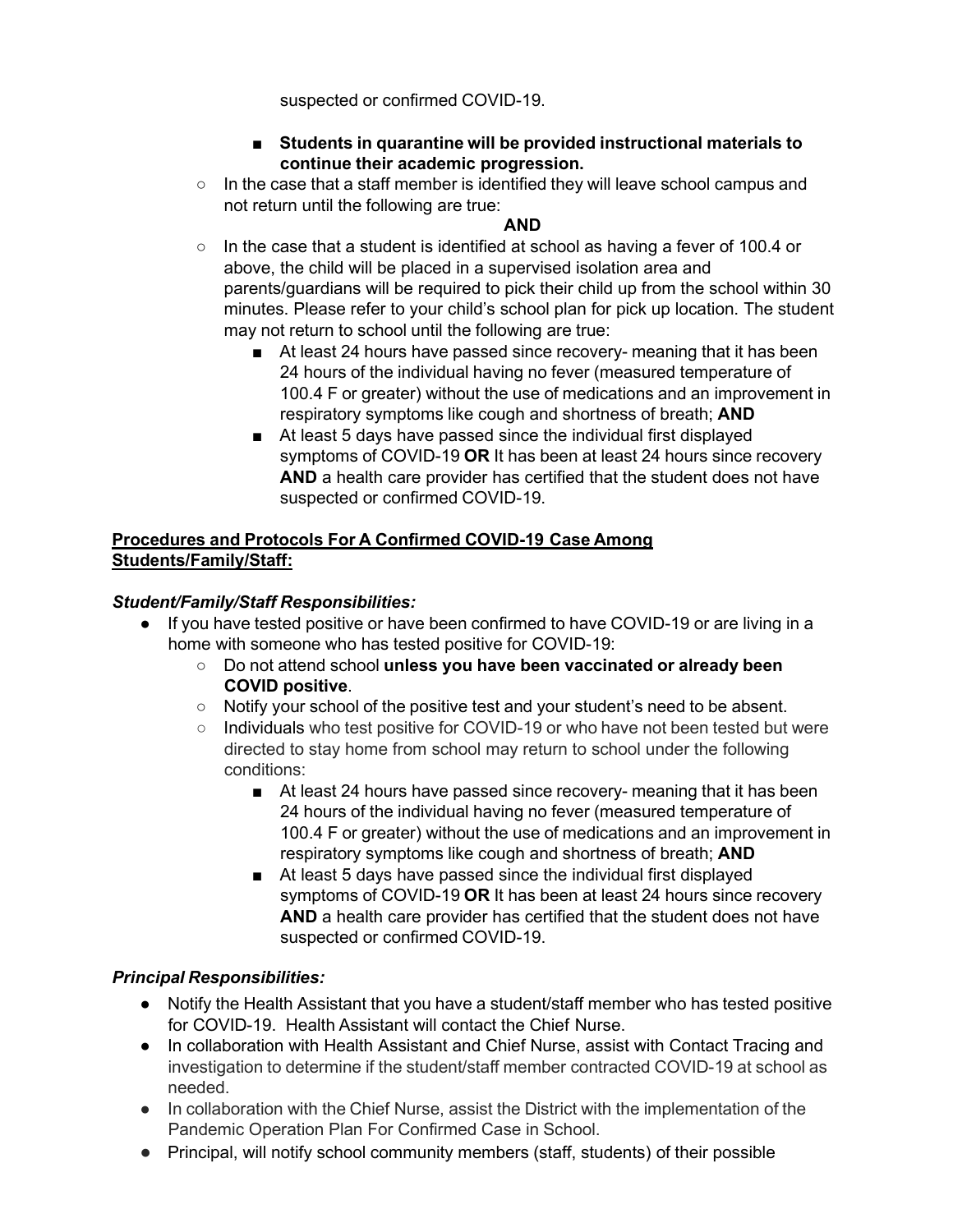suspected or confirmed COVID-19.

    - **Students in quarantine will be provided instructional materials to continue their academic progression.**
  - In the case that a staff member is identified they will leave school campus and not return until the following are true:

**AND**

  - In the case that a student is identified at school as having a fever of 100.4 or above, the child will be placed in a supervised isolation area and parents/guardians will be required to pick their child up from the school within 30 minutes. Please refer to your child's school plan for pick up location. The student may not return to school until the following are true:
    - At least 24 hours have passed since recovery- meaning that it has been 24 hours of the individual having no fever (measured temperature of 100.4 F or greater) without the use of medications and an improvement in respiratory symptoms like cough and shortness of breath; **AND**
    - At least 5 days have passed since the individual first displayed symptoms of COVID-19 **OR** It has been at least 24 hours since recovery **AND** a health care provider has certified that the student does not have suspected or confirmed COVID-19.

## Procedures and Protocols For A Confirmed COVID-19 Case Among Students/Family/Staff:

### *Student/Family/Staff Responsibilities:*

- If you have tested positive or have been confirmed to have COVID-19 or are living in a home with someone who has tested positive for COVID-19:
  - Do not attend school **unless you have been vaccinated or already been COVID positive**.
  - Notify your school of the positive test and your student's need to be absent.
  - Individuals who test positive for COVID-19 or who have not been tested but were directed to stay home from school may return to school under the following conditions:
    - At least 24 hours have passed since recovery- meaning that it has been 24 hours of the individual having no fever (measured temperature of 100.4 F or greater) without the use of medications and an improvement in respiratory symptoms like cough and shortness of breath; **AND**
    - At least 5 days have passed since the individual first displayed symptoms of COVID-19 **OR** It has been at least 24 hours since recovery **AND** a health care provider has certified that the student does not have suspected or confirmed COVID-19.

### *Principal Responsibilities:*

- Notify the Health Assistant that you have a student/staff member who has tested positive for COVID-19. Health Assistant will contact the Chief Nurse.
- In collaboration with Health Assistant and Chief Nurse, assist with Contact Tracing and investigation to determine if the student/staff member contracted COVID-19 at school as needed.
- In collaboration with the Chief Nurse, assist the District with the implementation of the Pandemic Operation Plan For Confirmed Case in School.
- Principal, will notify school community members (staff, students) of their possible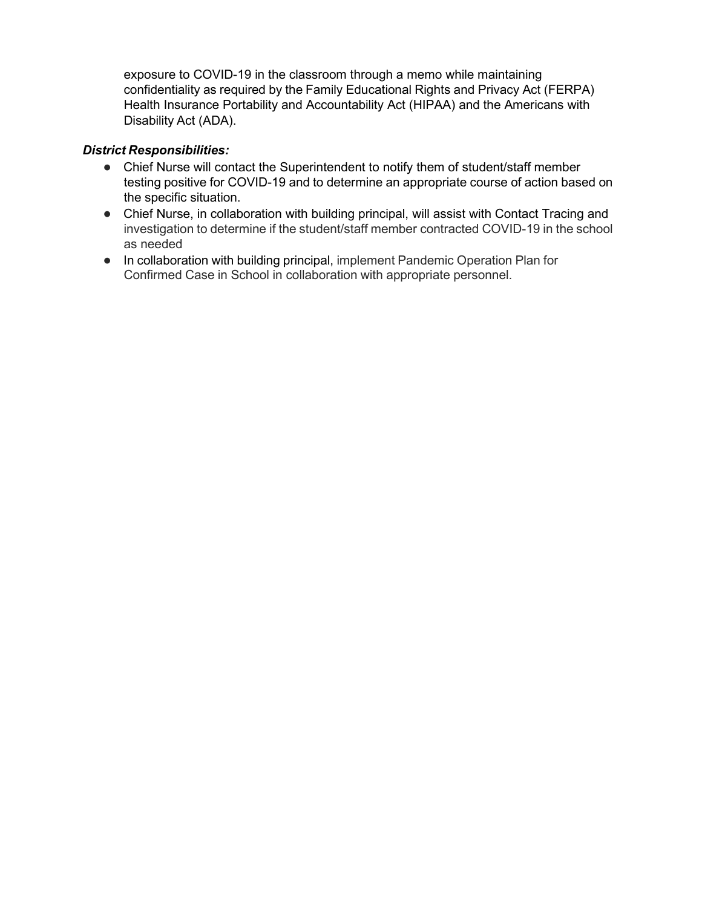exposure to COVID-19 in the classroom through a memo while maintaining confidentiality as required by the Family Educational Rights and Privacy Act (FERPA) Health Insurance Portability and Accountability Act (HIPAA) and the Americans with Disability Act (ADA).

***District Responsibilities:***

- Chief Nurse will contact the Superintendent to notify them of student/staff member testing positive for COVID-19 and to determine an appropriate course of action based on the specific situation.
- Chief Nurse, in collaboration with building principal, will assist with Contact Tracing and investigation to determine if the student/staff member contracted COVID-19 in the school as needed
- In collaboration with building principal, implement Pandemic Operation Plan for Confirmed Case in School in collaboration with appropriate personnel.